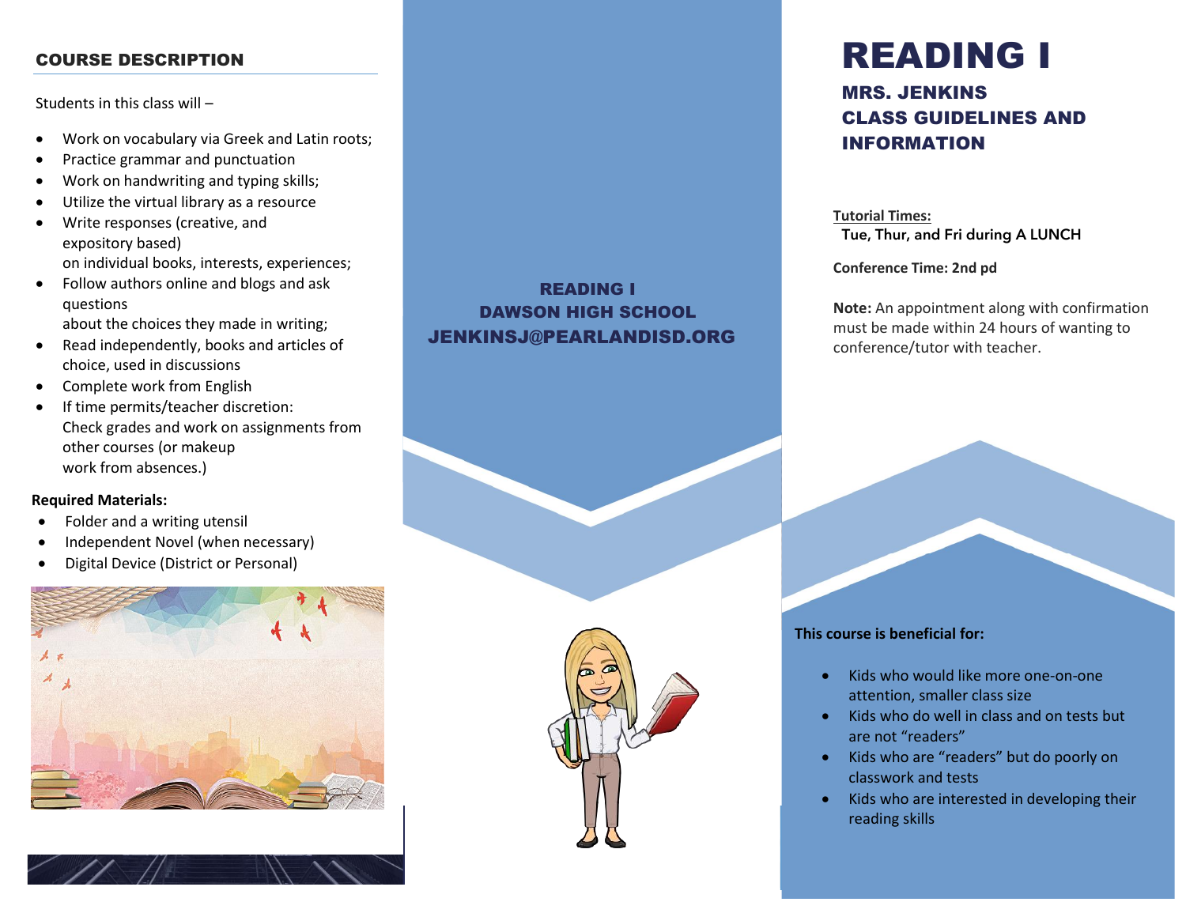# READING I

## MRS. JENKINS
## CLASS GUIDELINES AND INFORMATION

**Tutorial Times:**
Tue, Thur, and Fri during A LUNCH

**Conference Time: 2nd pd**

**Note:** An appointment along with confirmation must be made within 24 hours of wanting to conference/tutor with teacher.

**This course is beneficial for:**

- Kids who would like more one-on-one attention, smaller class size
- Kids who do well in class and on tests but are not "readers"
- Kids who are "readers" but do poorly on classwork and tests
- Kids who are interested in developing their reading skills

**READING I**
**DAWSON HIGH SCHOOL**
**JENKINSJ@PEARLANDISD.ORG**

## COURSE DESCRIPTION

Students in this class will –

- Work on vocabulary via Greek and Latin roots;
- Practice grammar and punctuation
- Work on handwriting and typing skills;
- Utilize the virtual library as a resource
- Write responses (creative, and expository based) on individual books, interests, experiences;
- Follow authors online and blogs and ask questions about the choices they made in writing;
- Read independently, books and articles of choice, used in discussions
- Complete work from English
- If time permits/teacher discretion: Check grades and work on assignments from other courses (or makeup work from absences.)

**Required Materials:**

- Folder and a writing utensil
- Independent Novel (when necessary)
- Digital Device (District or Personal)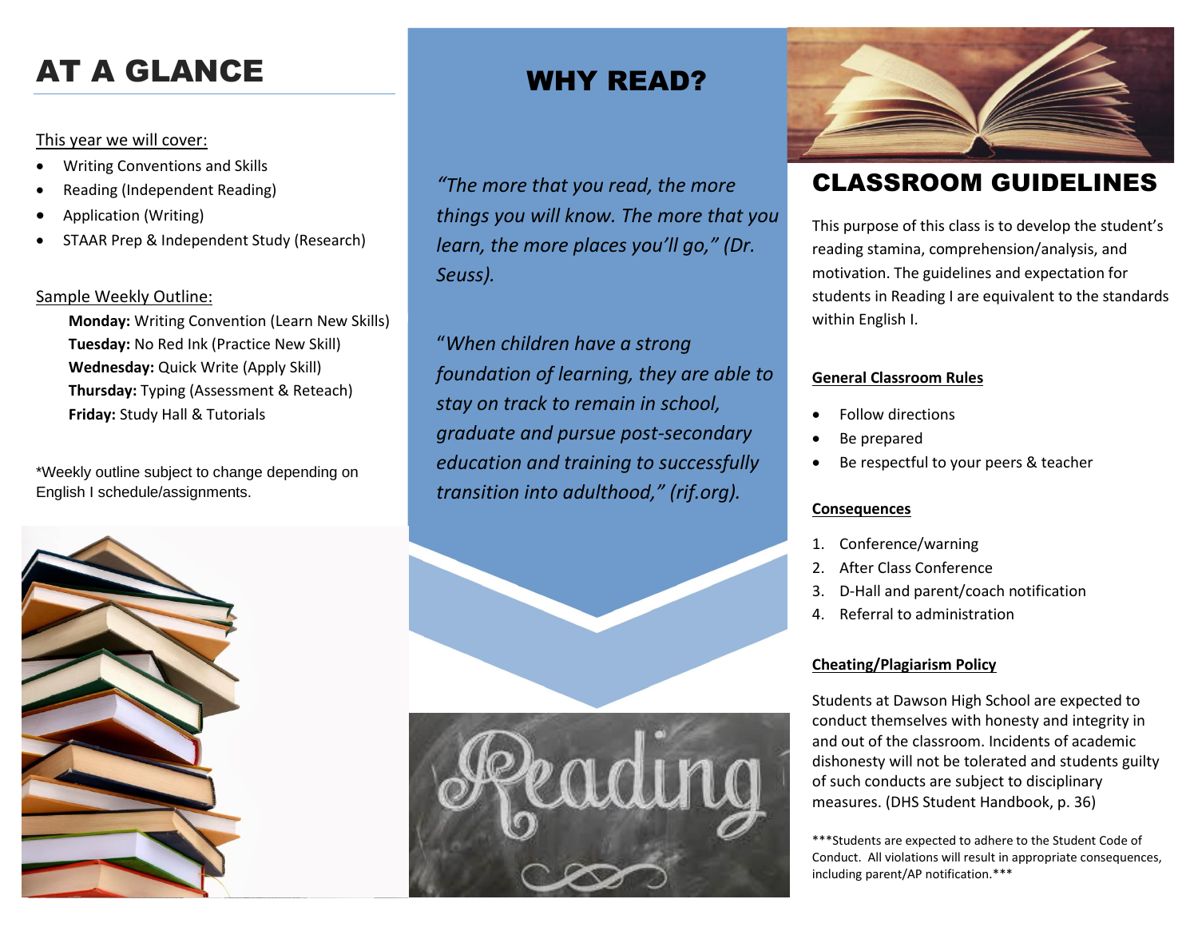# AT A GLANCE

This year we will cover:

- Writing Conventions and Skills
- Reading (Independent Reading)
- Application (Writing)
- STAAR Prep & Independent Study (Research)

Sample Weekly Outline:

**Monday:** Writing Convention (Learn New Skills)
**Tuesday:** No Red Ink (Practice New Skill)
**Wednesday:** Quick Write (Apply Skill)
**Thursday:** Typing (Assessment & Reteach)
**Friday:** Study Hall & Tutorials

*Weekly outline subject to change depending on English I schedule/assignments.

# WHY READ?

*"The more that you read, the more things you will know. The more that you learn, the more places you'll go," (Dr. Seuss).*

"*When children have a strong foundation of learning, they are able to stay on track to remain in school, graduate and pursue post-secondary education and training to successfully transition into adulthood," (rif.org).*

# CLASSROOM GUIDELINES

This purpose of this class is to develop the student's reading stamina, comprehension/analysis, and motivation. The guidelines and expectation for students in Reading I are equivalent to the standards within English I.

**General Classroom Rules**

- Follow directions
- Be prepared
- Be respectful to your peers & teacher

**Consequences**

1. Conference/warning
2. After Class Conference
3. D-Hall and parent/coach notification
4. Referral to administration

**Cheating/Plagiarism Policy**

Students at Dawson High School are expected to conduct themselves with honesty and integrity in and out of the classroom. Incidents of academic dishonesty will not be tolerated and students guilty of such conducts are subject to disciplinary measures. (DHS Student Handbook, p. 36)

***Students are expected to adhere to the Student Code of Conduct. All violations will result in appropriate consequences, including parent/AP notification.***